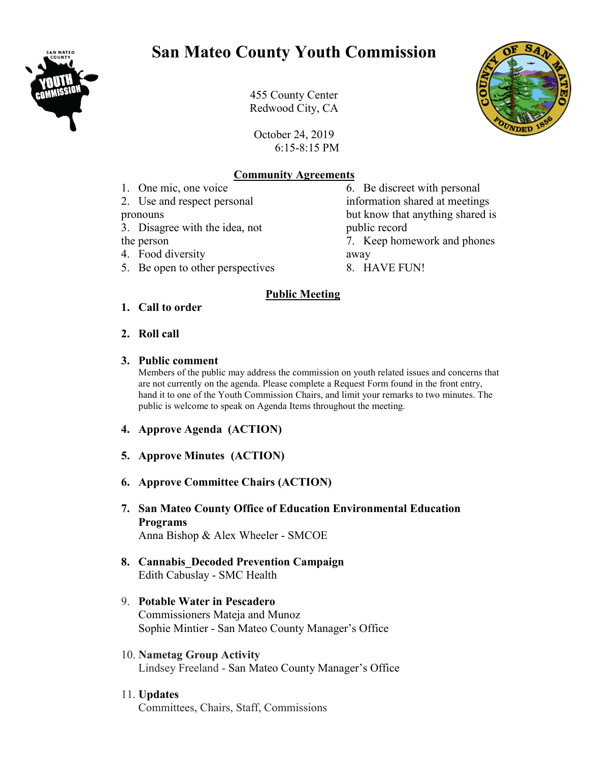# San Mateo County Youth Commission

455 County Center
Redwood City, CA

October 24, 2019
6:15-8:15 PM

## Community Agreements

1. One mic, one voice
2. Use and respect personal pronouns
3. Disagree with the idea, not the person
4. Food diversity
5. Be open to other perspectives
6. Be discreet with personal information shared at meetings but know that anything shared is public record
7. Keep homework and phones away
8. HAVE FUN!

## Public Meeting

1. **Call to order**

2. **Roll call**

3. **Public comment**
   Members of the public may address the commission on youth related issues and concerns that are not currently on the agenda. Please complete a Request Form found in the front entry, hand it to one of the Youth Commission Chairs, and limit your remarks to two minutes. The public is welcome to speak on Agenda Items throughout the meeting.

4. **Approve Agenda (ACTION)**

5. **Approve Minutes (ACTION)**

6. **Approve Committee Chairs (ACTION)**

7. **San Mateo County Office of Education Environmental Education Programs**
   Anna Bishop & Alex Wheeler - SMCOE

8. **Cannabis_Decoded Prevention Campaign**
   Edith Cabuslay - SMC Health

9. **Potable Water in Pescadero**
   Commissioners Mateja and Munoz
   Sophie Mintier - San Mateo County Manager's Office

10. **Nametag Group Activity**
    Lindsey Freeland - San Mateo County Manager's Office

11. **Updates**
    Committees, Chairs, Staff, Commissions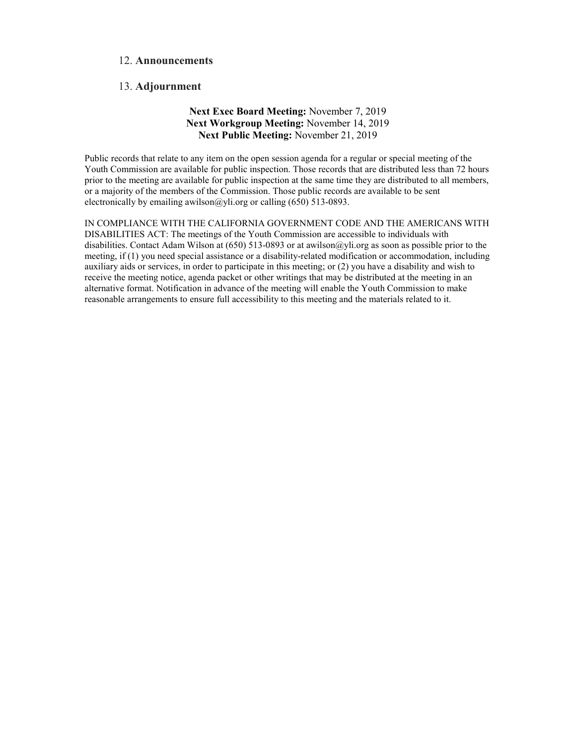12. **Announcements**

13. **Adjournment**

**Next Exec Board Meeting:** November 7, 2019
**Next Workgroup Meeting:** November 14, 2019
**Next Public Meeting:** November 21, 2019

Public records that relate to any item on the open session agenda for a regular or special meeting of the Youth Commission are available for public inspection. Those records that are distributed less than 72 hours prior to the meeting are available for public inspection at the same time they are distributed to all members, or a majority of the members of the Commission. Those public records are available to be sent electronically by emailing awilson@yli.org or calling (650) 513-0893.

IN COMPLIANCE WITH THE CALIFORNIA GOVERNMENT CODE AND THE AMERICANS WITH DISABILITIES ACT: The meetings of the Youth Commission are accessible to individuals with disabilities. Contact Adam Wilson at (650) 513-0893 or at awilson@yli.org as soon as possible prior to the meeting, if (1) you need special assistance or a disability-related modification or accommodation, including auxiliary aids or services, in order to participate in this meeting; or (2) you have a disability and wish to receive the meeting notice, agenda packet or other writings that may be distributed at the meeting in an alternative format. Notification in advance of the meeting will enable the Youth Commission to make reasonable arrangements to ensure full accessibility to this meeting and the materials related to it.